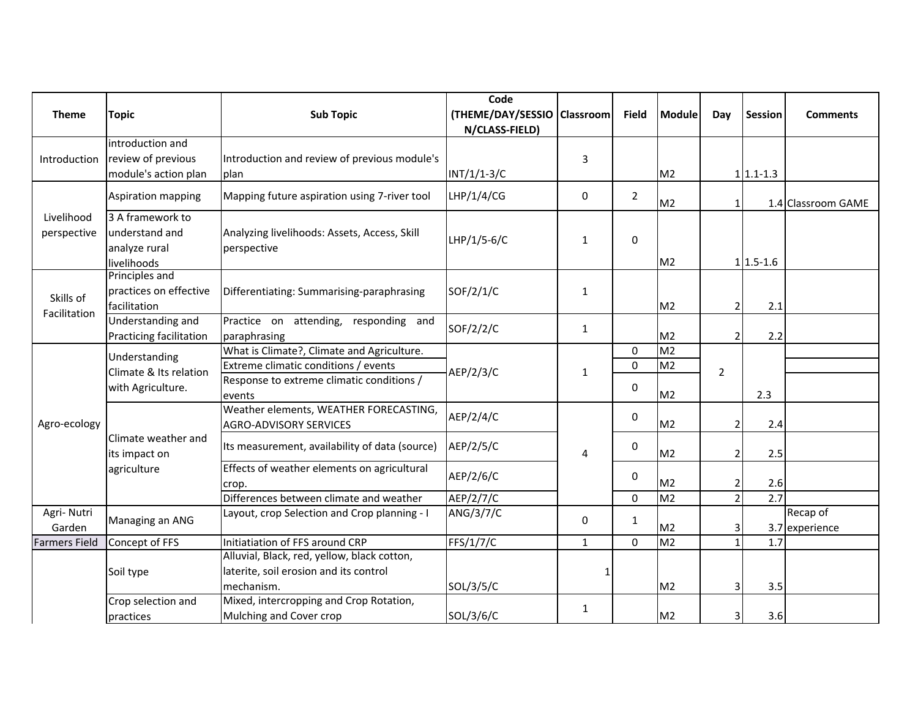| Theme | Topic | Sub Topic | Code (THEME/DAY/SESSION/CLASS-FIELD) | Classroom | Field | Module | Day | Session | Comments |
|---|---|---|---|---|---|---|---|---|---|
| Introduction | introduction and review of previous module's action plan | Introduction and review of previous module's plan | INT/1/1-3/C | 3 | | M2 | 1 | 1.1-1.3 | |
| Livelihood perspective | Aspiration mapping | Mapping future aspiration using 7-river tool | LHP/1/4/CG | 0 | 2 | M2 | 1 | 1.4 | Classroom GAME |
| | 3 A framework to understand and analyze rural livelihoods | Analyzing livelihoods: Assets, Access, Skill perspective | LHP/1/5-6/C | 1 | 0 | M2 | 1 | 1.5-1.6 | |
| Skills of Facilitation | Principles and practices on effective facilitation | Differentiating: Summarising-paraphrasing | SOF/2/1/C | 1 | | M2 | 2 | 2.1 | |
| | Understanding and Practicing facilitation | Practice on attending, responding and paraphrasing | SOF/2/2/C | 1 | | M2 | 2 | 2.2 | |
| Agro-ecology | Understanding Climate & Its relation with Agriculture. | What is Climate?, Climate and Agriculture. | AEP/2/3/C | 1 | 0 | M2 | 2 | 2.3 | |
| | | Extreme climatic conditions / events | | | 0 | M2 | | | |
| | | Response to extreme climatic conditions / events | | | 0 | M2 | | | |
| | Climate weather and its impact on agriculture | Weather elements, WEATHER FORECASTING, AGRO-ADVISORY SERVICES | AEP/2/4/C | 4 | 0 | M2 | 2 | 2.4 | |
| | | Its measurement, availability of data (source) | AEP/2/5/C | | 0 | M2 | 2 | 2.5 | |
| | | Effects of weather elements on agricultural crop. | AEP/2/6/C | | 0 | M2 | 2 | 2.6 | |
| | | Differences between climate and weather | AEP/2/7/C | | 0 | M2 | 2 | 2.7 | |
| Agri- Nutri Garden | Managing an ANG | Layout, crop Selection and Crop planning - I | ANG/3/7/C | 0 | 1 | M2 | 3 | 3.7 | Recap of experience |
| Farmers Field | Concept of FFS | Initiatiation of FFS around CRP | FFS/1/7/C | 1 | 0 | M2 | 1 | 1.7 | |
| | Soil type | Alluvial, Black, red, yellow, black cotton, laterite, soil erosion and its control mechanism. | SOL/3/5/C | 1 | | M2 | 3 | 3.5 | |
| | Crop selection and practices | Mixed, intercropping and Crop Rotation, Mulching and Cover crop | SOL/3/6/C | 1 | | M2 | 3 | 3.6 | |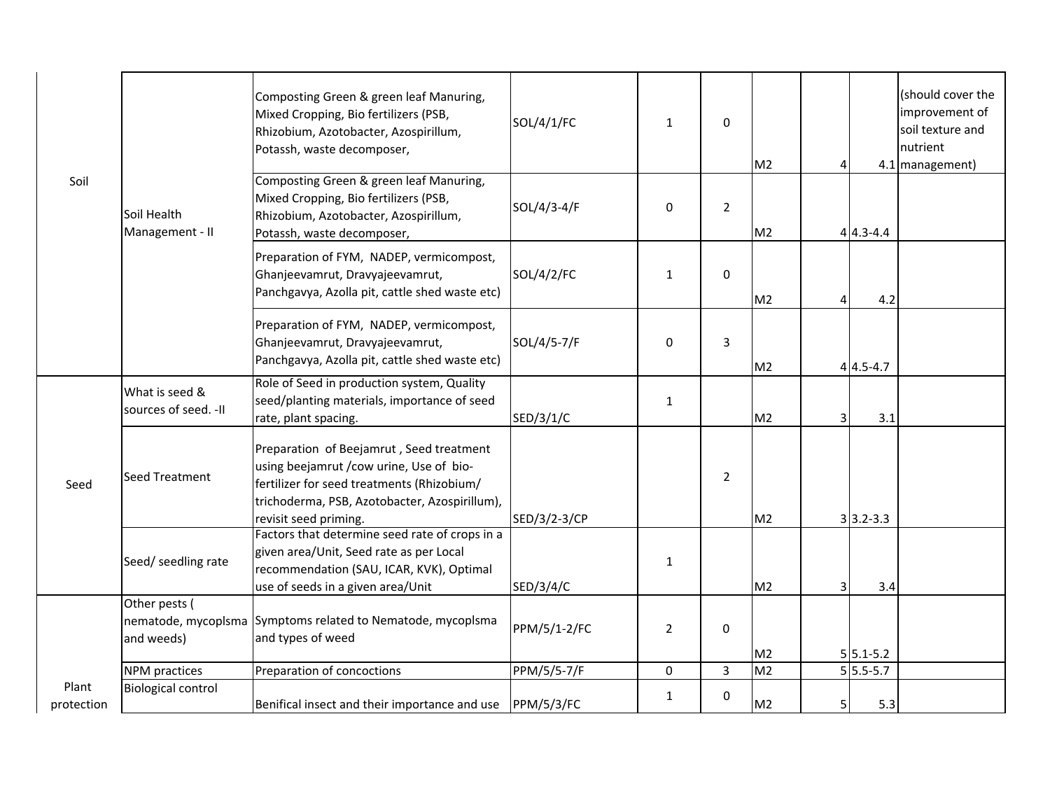| | | | | | | | | | |
|---|---|---|---|---|---|---|---|---|---|
| Soil | Soil Health Management - II | Composting Green & green leaf Manuring, Mixed Cropping, Bio fertilizers (PSB, Rhizobium, Azotobacter, Azospirillum, Potassh, waste decomposer, | SOL/4/1/FC | 1 | 0 | M2 | 4 | 4.1 | (should cover the improvement of soil texture and nutrient management) |
| | | Composting Green & green leaf Manuring, Mixed Cropping, Bio fertilizers (PSB, Rhizobium, Azotobacter, Azospirillum, Potassh, waste decomposer, | SOL/4/3-4/F | 0 | 2 | M2 | 4 | 4.3-4.4 | |
| | | Preparation of FYM, NADEP, vermicompost, Ghanjeevamrut, Dravyajeevamrut, Panchgavya, Azolla pit, cattle shed waste etc) | SOL/4/2/FC | 1 | 0 | M2 | 4 | 4.2 | |
| | | Preparation of FYM, NADEP, vermicompost, Ghanjeevamrut, Dravyajeevamrut, Panchgavya, Azolla pit, cattle shed waste etc) | SOL/4/5-7/F | 0 | 3 | M2 | 4 | 4.5-4.7 | |
| Seed | What is seed & sources of seed. -II | Role of Seed in production system, Quality seed/planting materials, importance of seed rate, plant spacing. | SED/3/1/C | 1 | | M2 | 3 | 3.1 | |
| | Seed Treatment | Preparation of Beejamrut , Seed treatment using beejamrut /cow urine, Use of bio-fertilizer for seed treatments (Rhizobium/ trichoderma, PSB, Azotobacter, Azospirillum), revisit seed priming. | SED/3/2-3/CP | | 2 | M2 | 3 | 3.2-3.3 | |
| | Seed/ seedling rate | Factors that determine seed rate of crops in a given area/Unit, Seed rate as per Local recommendation (SAU, ICAR, KVK), Optimal use of seeds in a given area/Unit | SED/3/4/C | 1 | | M2 | 3 | 3.4 | |
| Plant protection | Other pests ( nematode, mycoplsma and weeds) | Symptoms related to Nematode, mycoplsma and types of weed | PPM/5/1-2/FC | 2 | 0 | M2 | 5 | 5.1-5.2 | |
| | NPM practices | Preparation of concoctions | PPM/5/5-7/F | 0 | 3 | M2 | 5 | 5.5-5.7 | |
| | Biological control | Benifical insect and their importance and use | PPM/5/3/FC | 1 | 0 | M2 | 5 | 5.3 | |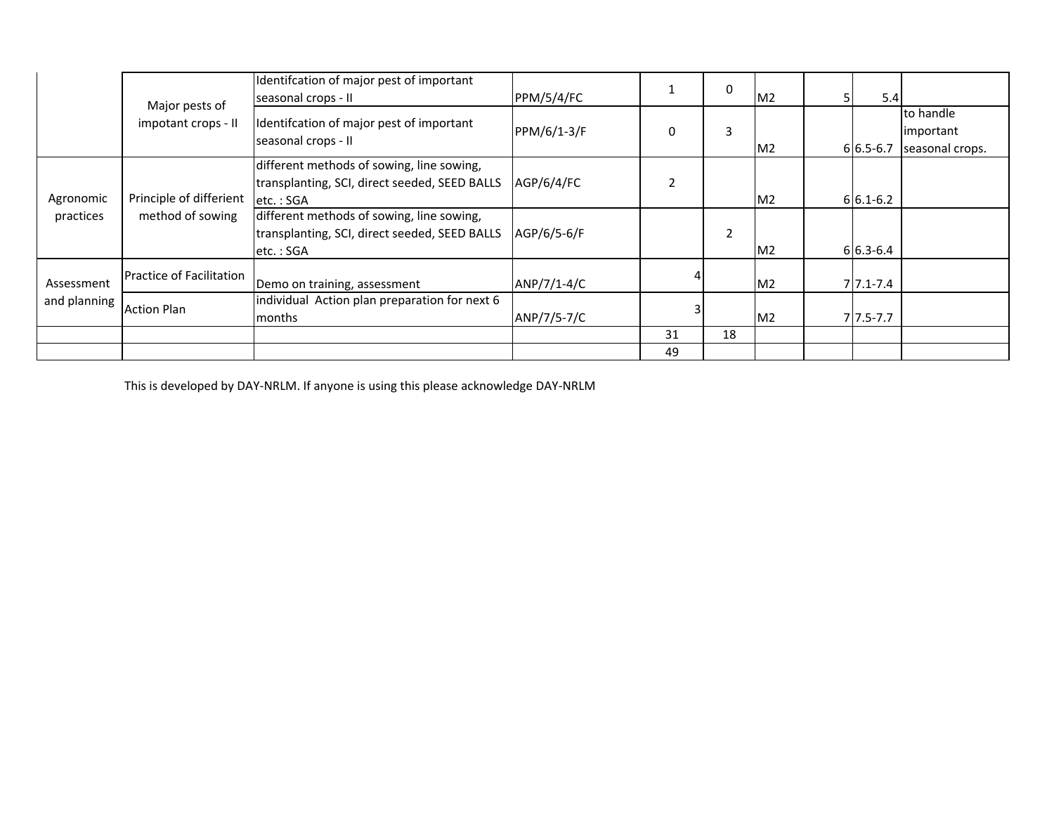| | | | | | | | | | |
|---|---|---|---|---|---|---|---|---|---|
| | Major pests of impotant crops - II | Identifcation of major pest of important seasonal crops - II | PPM/5/4/FC | 1 | 0 | M2 | 5 | 5.4 | |
| | | Identifcation of major pest of important seasonal crops - II | PPM/6/1-3/F | 0 | 3 | M2 | 6 | 6.5-6.7 | to handle important seasonal crops. |
| Agronomic practices | Principle of differient method of sowing | different methods of sowing, line sowing, transplanting, SCI, direct seeded, SEED BALLS etc. : SGA | AGP/6/4/FC | 2 | | M2 | 6 | 6.1-6.2 | |
| | | different methods of sowing, line sowing, transplanting, SCI, direct seeded, SEED BALLS etc. : SGA | AGP/6/5-6/F | | 2 | M2 | 6 | 6.3-6.4 | |
| Assessment and planning | Practice of Facilitation | Demo on training, assessment | ANP/7/1-4/C | 4 | | M2 | 7 | 7.1-7.4 | |
| | Action Plan | individual Action plan preparation for next 6 months | ANP/7/5-7/C | 3 | | M2 | 7 | 7.5-7.7 | |
| | | | | 31 | 18 | | | | |
| | | | | 49 | | | | | |

This is developed by DAY-NRLM. If anyone is using this please acknowledge DAY-NRLM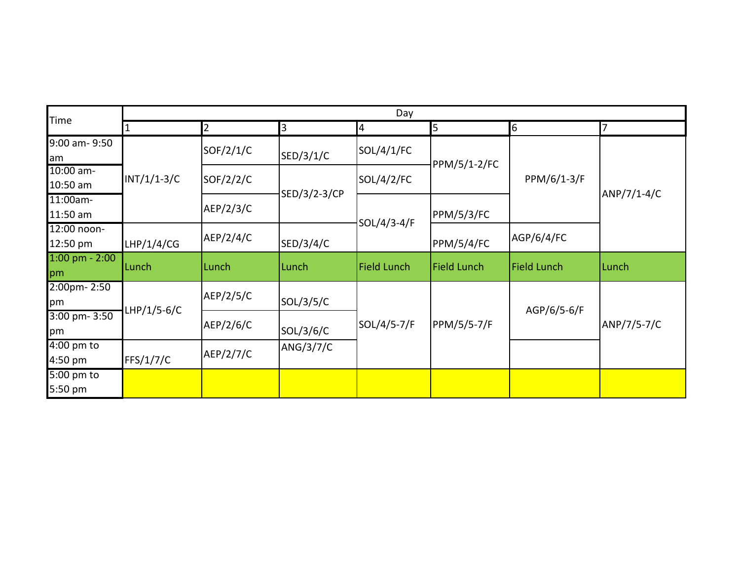| Time | Day | | | | | | |
|---|---|---|---|---|---|---|---|
| | 1 | 2 | 3 | 4 | 5 | 6 | 7 |
| 9:00 am- 9:50 am | INT/1/1-3/C | SOF/2/1/C | SED/3/1/C | SOL/4/1/FC | PPM/5/1-2/FC | PPM/6/1-3/F | ANP/7/1-4/C |
| 10:00 am- 10:50 am | | SOF/2/2/C | SED/3/2-3/CP | SOL/4/2/FC | | | |
| 11:00am- 11:50 am | | AEP/2/3/C | | SOL/4/3-4/F | PPM/5/3/FC | | |
| 12:00 noon- 12:50 pm | LHP/1/4/CG | AEP/2/4/C | SED/3/4/C | | PPM/5/4/FC | AGP/6/4/FC | |
| 1:00 pm - 2:00 pm | Lunch | Lunch | Lunch | Field Lunch | Field Lunch | Field Lunch | Lunch |
| 2:00pm- 2:50 pm | LHP/1/5-6/C | AEP/2/5/C | SOL/3/5/C | SOL/4/5-7/F | PPM/5/5-7/F | AGP/6/5-6/F | ANP/7/5-7/C |
| 3:00 pm- 3:50 pm | | AEP/2/6/C | SOL/3/6/C | | | | |
| 4:00 pm to 4:50 pm | FFS/1/7/C | AEP/2/7/C | ANG/3/7/C | | | | |
| 5:00 pm to 5:50 pm | | | | | | | |